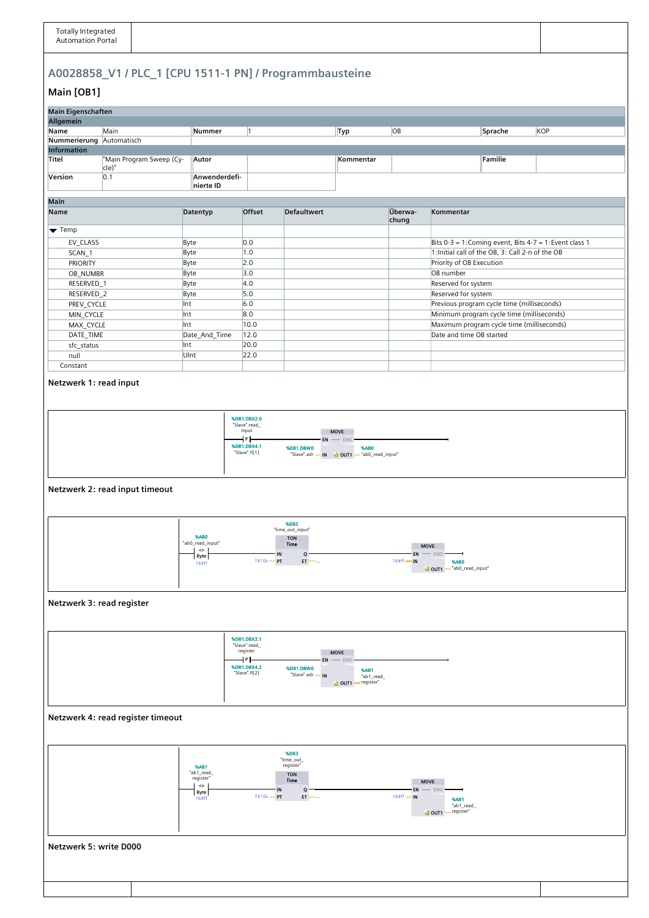# A0028858_V1 / PLC_1 [CPU 1511-1 PN] / Programmbausteine

## Main [OB1]

| Main Eigenschaften | | | | | | | |
|---|---|---|---|---|---|---|---|
| **Allgemein** | | | | | | | |
| **Name** | Main | **Nummer** | 1 | **Typ** | OB | **Sprache** | KOP |
| **Nummerierung** | Automatisch | | | | | | |
| **Information** | | | | | | | |
| **Titel** | "Main Program Sweep (Cycle)" | **Autor** | | **Kommentar** | | **Familie** | |
| **Version** | 0.1 | **Anwenderdefinierte ID** | | | | | |

| Name | Datentyp | Offset | Defaultwert | Überwachung | Kommentar |
|---|---|---|---|---|---|
| ▼ Temp | | | | | |
| EV_CLASS | Byte | 0.0 | | | Bits 0-3 = 1:Coming event, Bits 4-7 = 1:Event class 1 |
| SCAN_1 | Byte | 1.0 | | | 1:Initial call of the OB, 3: Call 2-n of the OB |
| PRIORITY | Byte | 2.0 | | | Priority of OB Execution |
| OB_NUMBR | Byte | 3.0 | | | OB number |
| RESERVED_1 | Byte | 4.0 | | | Reserved for system |
| RESERVED_2 | Byte | 5.0 | | | Reserved for system |
| PREV_CYCLE | Int | 6.0 | | | Previous program cycle time (milliseconds) |
| MIN_CYCLE | Int | 8.0 | | | Minimum program cycle time (milliseconds) |
| MAX_CYCLE | Int | 10.0 | | | Maximum program cycle time (milliseconds) |
| DATE_TIME | Date_And_Time | 12.0 | | | Date and time OB started |
| sfc_status | Int | 20.0 | | | |
| null | UInt | 22.0 | | | |
| Constant | | | | | |

### Netzwerk 1: read input

- Kontakt (P): %DB1.DBX2.0 "Slave".read_input, Flankenmerker %DB1.DBX4.1 "Slave".fl[1]
- MOVE: EN, IN = %DB1.DBW0 "Slave".adr, OUT1 = %AB0 "ab0_read_input"

### Netzwerk 2: read input timeout

- Vergleicher <> Byte: %AB0 "ab0_read_input" <> 16#ff
- TON Time %DB2 "time_out_input": IN, PT = T#10s, Q, ET = ...
- MOVE: EN, IN = 16#ff, OUT1 = %AB0 "ab0_read_input"

### Netzwerk 3: read register

- Kontakt (P): %DB1.DBX2.1 "Slave".read_register, Flankenmerker %DB1.DBX4.2 "Slave".fl[2]
- MOVE: EN, IN = %DB1.DBW0 "Slave".adr, OUT1 = %AB1 "ab1_read_register"

### Netzwerk 4: read register timeout

- Vergleicher <> Byte: %AB1 "ab1_read_register" <> 16#ff
- TON Time %DB3 "time_out_register": IN, PT = T#10s, Q, ET = ...
- MOVE: EN, IN = 16#ff, OUT1 = %AB1 "ab1_read_register"

### Netzwerk 5: write D000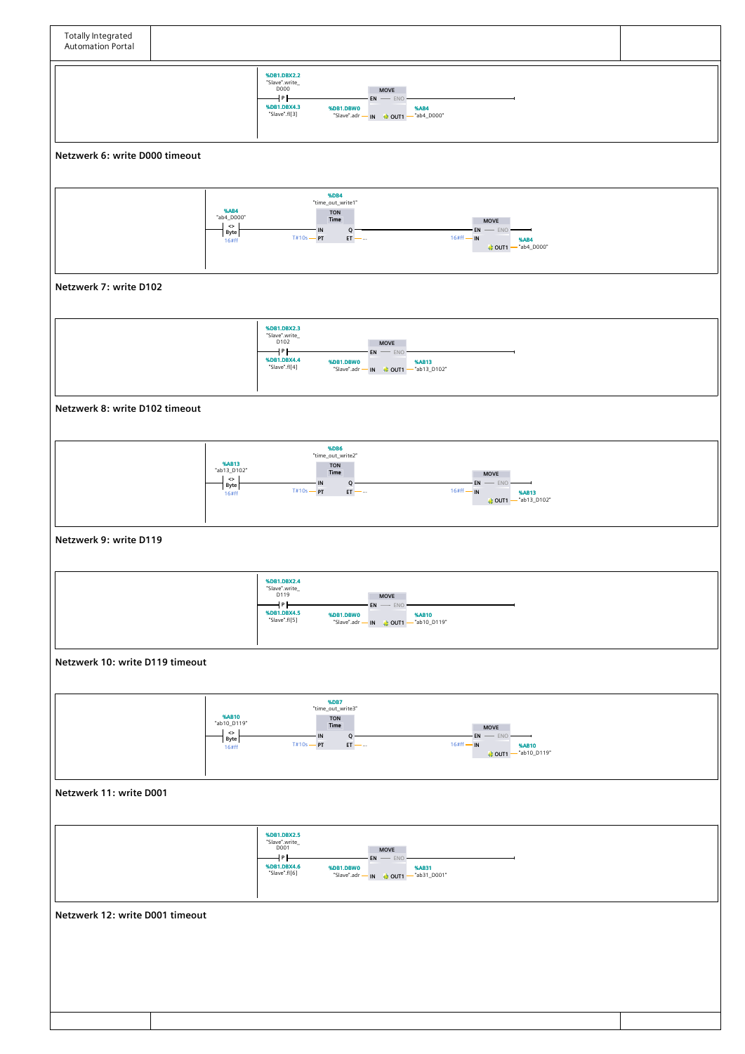```
%DB1.DBX2.2
"Slave".write_
D000
--|P|--------------------------------[ MOVE ]------------------
%DB1.DBX4.3                           EN -- ENO
"Slave".fl[3]     %DB1.DBW0
                  "Slave".adr -- IN    OUT1 -- %AB4
                                               "ab4_D000"
```

**Netzwerk 6: write D000 timeout**

```
%AB4                         %DB4
"ab4_D000"                   "time_out_write1"
                             TON
                             Time
--| <> |---------------------IN    Q---------------------[ MOVE ]------
  | Byte|              T#10s-PT   ET-- ...               EN -- ENO
  16#ff                                         16#ff -- IN
                                                         OUT1 -- %AB4
                                                                 "ab4_D000"
```

**Netzwerk 7: write D102**

```
%DB1.DBX2.3
"Slave".write_
D102
--|P|--------------------------------[ MOVE ]------------------
%DB1.DBX4.4                           EN -- ENO
"Slave".fl[4]     %DB1.DBW0
                  "Slave".adr -- IN    OUT1 -- %AB13
                                               "ab13_D102"
```

**Netzwerk 8: write D102 timeout**

```
%AB13                        %DB6
"ab13_D102"                  "time_out_write2"
                             TON
                             Time
--| <> |---------------------IN    Q---------------------[ MOVE ]------
  | Byte|              T#10s-PT   ET-- ...               EN -- ENO
  16#ff                                         16#ff -- IN
                                                         OUT1 -- %AB13
                                                                 "ab13_D102"
```

**Netzwerk 9: write D119**

```
%DB1.DBX2.4
"Slave".write_
D119
--|P|--------------------------------[ MOVE ]------------------
%DB1.DBX4.5                           EN -- ENO
"Slave".fl[5]     %DB1.DBW0
                  "Slave".adr -- IN    OUT1 -- %AB10
                                               "ab10_D119"
```

**Netzwerk 10: write D119 timeout**

```
%AB10                        %DB7
"ab10_D119"                  "time_out_write3"
                             TON
                             Time
--| <> |---------------------IN    Q---------------------[ MOVE ]------
  | Byte|              T#10s-PT   ET-- ...               EN -- ENO
  16#ff                                         16#ff -- IN
                                                         OUT1 -- %AB10
                                                                 "ab10_D119"
```

**Netzwerk 11: write D001**

```
%DB1.DBX2.5
"Slave".write_
D001
--|P|--------------------------------[ MOVE ]------------------
%DB1.DBX4.6                           EN -- ENO
"Slave".fl[6]     %DB1.DBW0
                  "Slave".adr -- IN    OUT1 -- %AB31
                                               "ab31_D001"
```

**Netzwerk 12: write D001 timeout**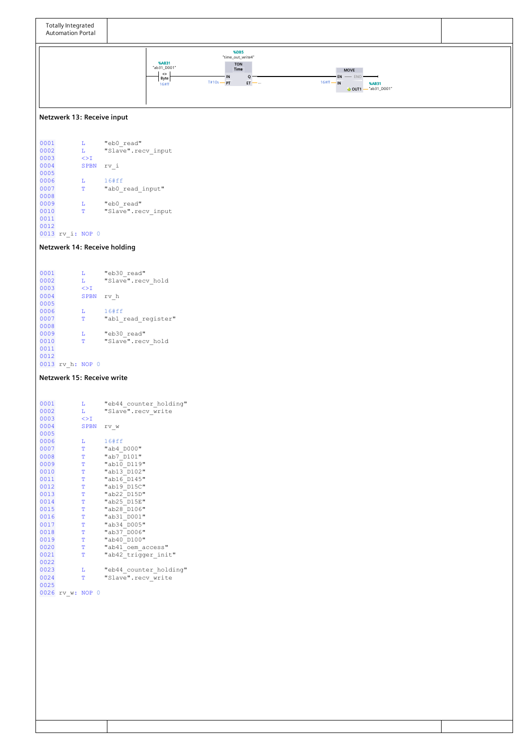%AB31
"ab31_D001"
<>
Byte
16#ff

%DB5
"time_out_write4"
TON
Time
IN Q
T#10s PT ET ...

MOVE
EN ENO
16#ff IN
OUT1 %AB31 "ab31_D001"

## Netzwerk 13: Receive input

```
0001        L      "eb0_read"
0002        L      "Slave".recv_input
0003        <>I
0004        SPBN   rv_i
0005
0006        L      16#ff
0007        T      "ab0_read_input"
0008
0009        L      "eb0_read"
0010        T      "Slave".recv_input
0011
0012
0013 rv_i: NOP 0
```

## Netzwerk 14: Receive holding

```
0001        L      "eb30_read"
0002        L      "Slave".recv_hold
0003        <>I
0004        SPBN   rv_h
0005
0006        L      16#ff
0007        T      "ab1_read_register"
0008
0009        L      "eb30_read"
0010        T      "Slave".recv_hold
0011
0012
0013 rv_h: NOP 0
```

## Netzwerk 15: Receive write

```
0001        L      "eb44_counter_holding"
0002        L      "Slave".recv_write
0003        <>I
0004        SPBN   rv_w
0005
0006        L      16#ff
0007        T      "ab4_D000"
0008        T      "ab7_D101"
0009        T      "ab10_D119"
0010        T      "ab13_D102"
0011        T      "ab16_D145"
0012        T      "ab19_D15C"
0013        T      "ab22_D15D"
0014        T      "ab25_D15E"
0015        T      "ab28_D106"
0016        T      "ab31_D001"
0017        T      "ab34_D005"
0018        T      "ab37_D006"
0019        T      "ab40_D100"
0020        T      "ab41_oem_access"
0021        T      "ab42_trigger_init"
0022
0023        L      "eb44_counter_holding"
0024        T      "Slave".recv_write
0025
0026 rv_w: NOP 0
```